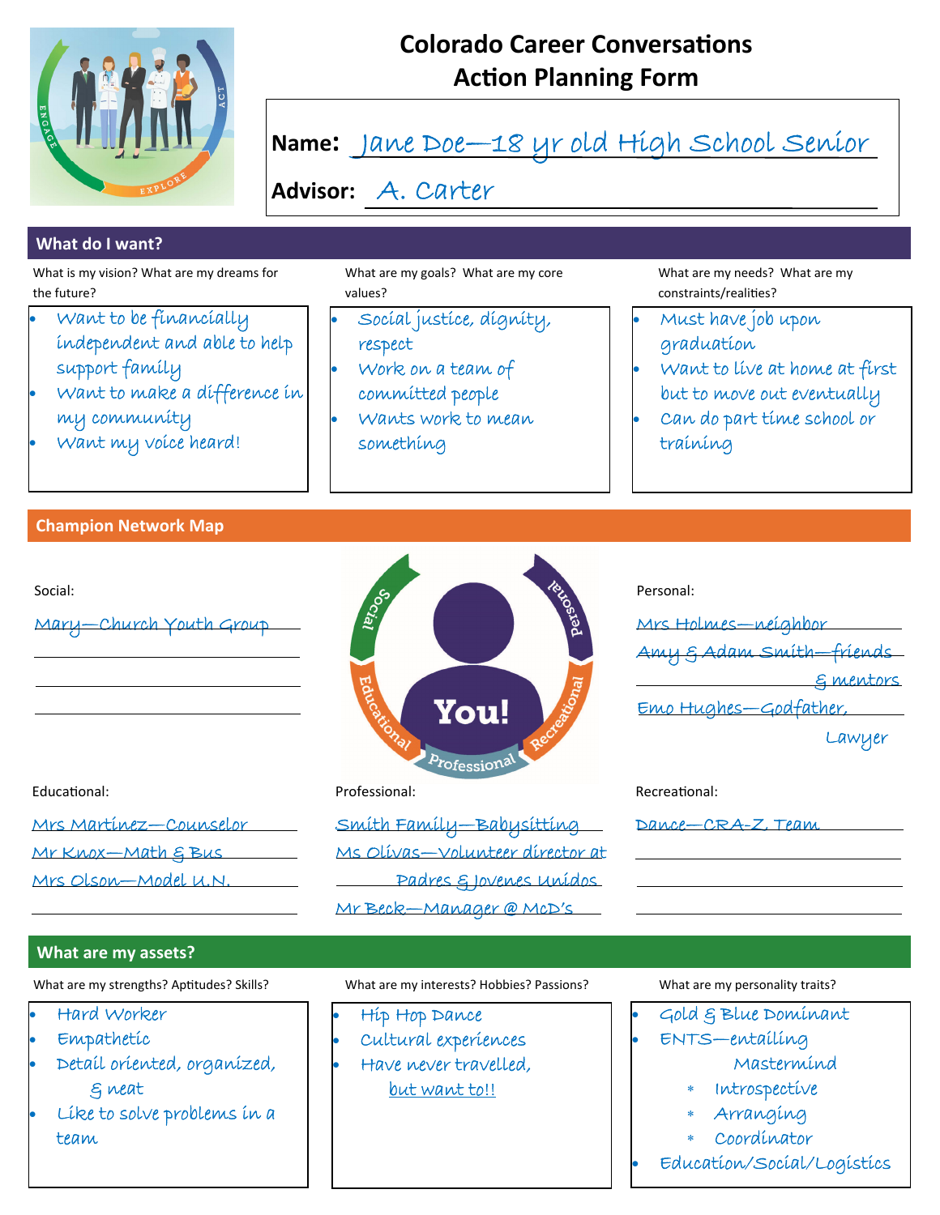# Colorado Career Conversations
## Action Planning Form

**Name:** Jane Doe—18 yr old High School Senior

**Advisor:** A. Carter

## What do I want?

**What is my vision? What are my dreams for the future?**

- Want to be financially independent and able to help support family
- Want to make a difference in my community
- Want my voice heard!

**What are my goals? What are my core values?**

- Social justice, dignity, respect
- Work on a team of committed people
- Wants work to mean something

**What are my needs? What are my constraints/realities?**

- Must have job upon graduation
- Want to live at home at first but to move out eventually
- Can do part time school or training

## Champion Network Map

**Social:**

- Mary—Church Youth Group

**Personal:**

- Mrs Holmes—neighbor
- Amy & Adam Smith—friends & mentors
- Emo Hughes—Godfather, Lawyer

**Educational:**

- Mrs Martinez—Counselor
- Mr Knox—Math & Bus
- Mrs Olson—Model U.N.

**Professional:**

- Smith Family—Babysitting
- Ms Olivas—Volunteer director at Padres & Jovenes Unidos
- Mr Beck—Manager @ McD's

**Recreational:**

- Dance—CRA-Z Team

## What are my assets?

**What are my strengths? Aptitudes? Skills?**

- Hard Worker
- Empathetic
- Detail oriented, organized, & neat
- Like to solve problems in a team

**What are my interests? Hobbies? Passions?**

- Hip Hop Dance
- Cultural experiences
- Have never travelled, but want to!!

**What are my personality traits?**

- Gold & Blue Dominant
- ENTS—entailing Mastermind
  - Introspective
  - Arranging
  - Coordinator
- Education/Social/Logistics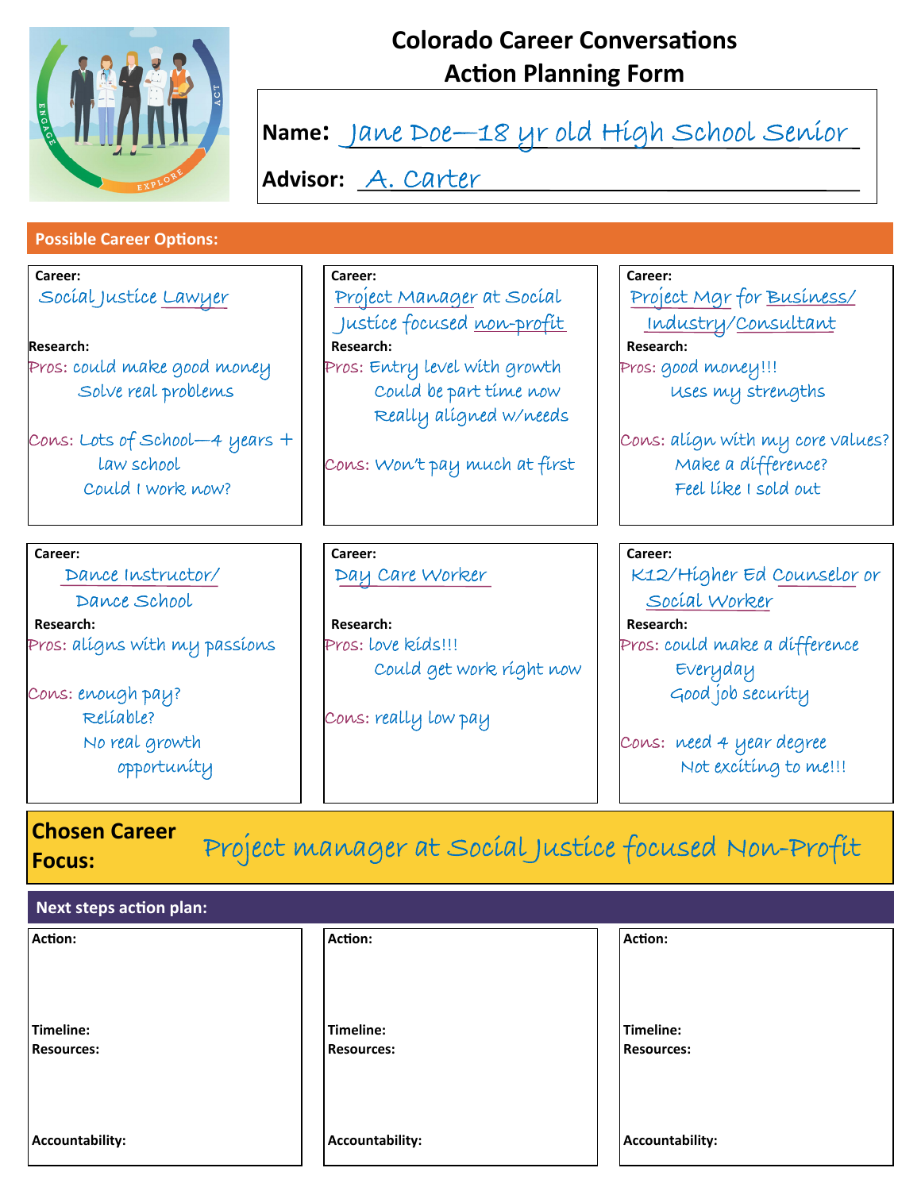# Colorado Career Conversations Action Planning Form

**Name:** Jane Doe—18 yr old High School Senior

**Advisor:** A. Carter

## Possible Career Options:

**Career:** Social Justice Lawyer

**Research:**

Pros: could make good money
Solve real problems

Cons: Lots of School—4 years + law school
Could I work now?

**Career:** Project Manager at Social Justice focused non-profit

**Research:**

Pros: Entry level with growth
Could be part time now
Really aligned w/needs

Cons: Won't pay much at first

**Career:** Project Mgr for Business/Industry/Consultant

**Research:**

Pros: good money!!!
uses my strengths

Cons: align with my core values?
Make a difference?
Feel like I sold out

**Career:** Dance Instructor/Dance School

**Research:**

Pros: aligns with my passions

Cons: enough pay?
Reliable?
No real growth opportunity

**Career:** Day Care Worker

**Research:**

Pros: love kids!!!
Could get work right now

Cons: really low pay

**Career:** K12/Higher Ed Counselor or Social Worker

**Research:**

Pros: could make a difference Everyday
Good job security

Cons: need 4 year degree
Not exciting to me!!!

**Chosen Career Focus:** Project manager at Social Justice focused Non-Profit

## Next steps action plan:

**Action:**

**Timeline:**

**Resources:**

**Accountability:**

**Action:**

**Timeline:**

**Resources:**

**Accountability:**

**Action:**

**Timeline:**

**Resources:**

**Accountability:**